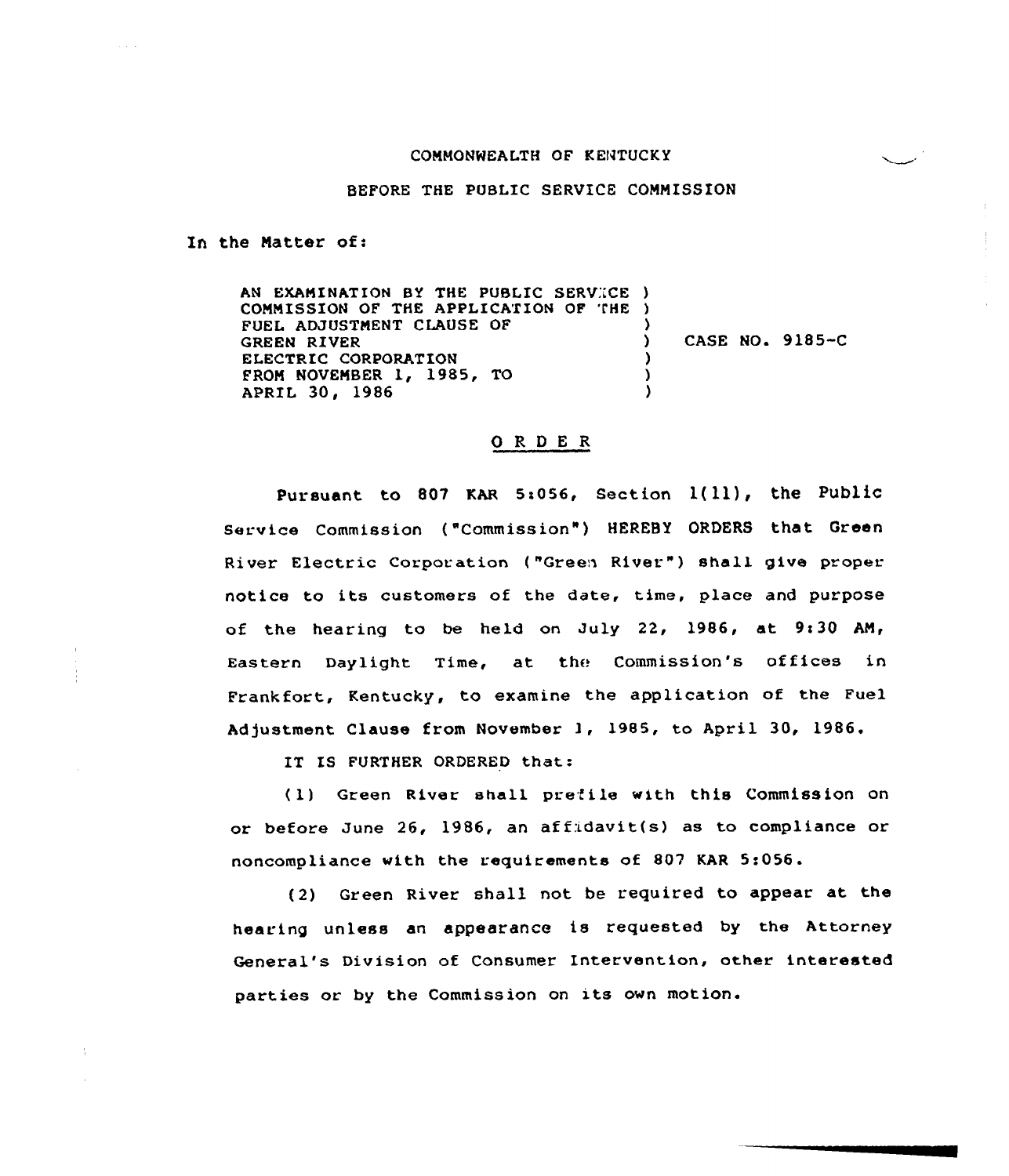COMMONWEALTH OF KENTUCKY

BEFORE THE PUBLIC SERVICE COMMISSION

In the Matter of:

AN EXAMINATION BY THE PUBLIC SERVICE COMMISSION OF THE APPLICATION OF THE FUEL ADJUSTMENT CLAUSE OF GREEN RIVER ELECTRIC CORPORATION FROM NOVEMBER 1, 1985, TO APRIL 30, 1986 ) CASE NO. 9185-C

# ORDER

Pursuant to 807 KAR 5:056, Section 1(11), the Public Service Commission ("Commission") HEREBY ORDERS that Green River Electric Corporation ("Green River") shall give proper notice to its customers of the date, time, place and purpose of the hearing to be held on July 22, 1986, at 9:30 AM, Eastern Daylight Time, at the Commission's offices in Frankfort, Kentucky, to examine the application of the Fuel Adjustment Clause from November 1, 1985, to April 30, 1986.

IT IS FURTHER ORDERED that:

(1) Green River shall prefile with this Commission on or before June 26, 1986, an affidavit(s) as to compliance or noncompliance with the requirements of 807 KAR 5:056.

(2) Green River shall not be required to appear at the hearing unless an appearance is requested by the Attorney General's Division of Consumer Intervention, other interested parties or by the Commission on its own motion.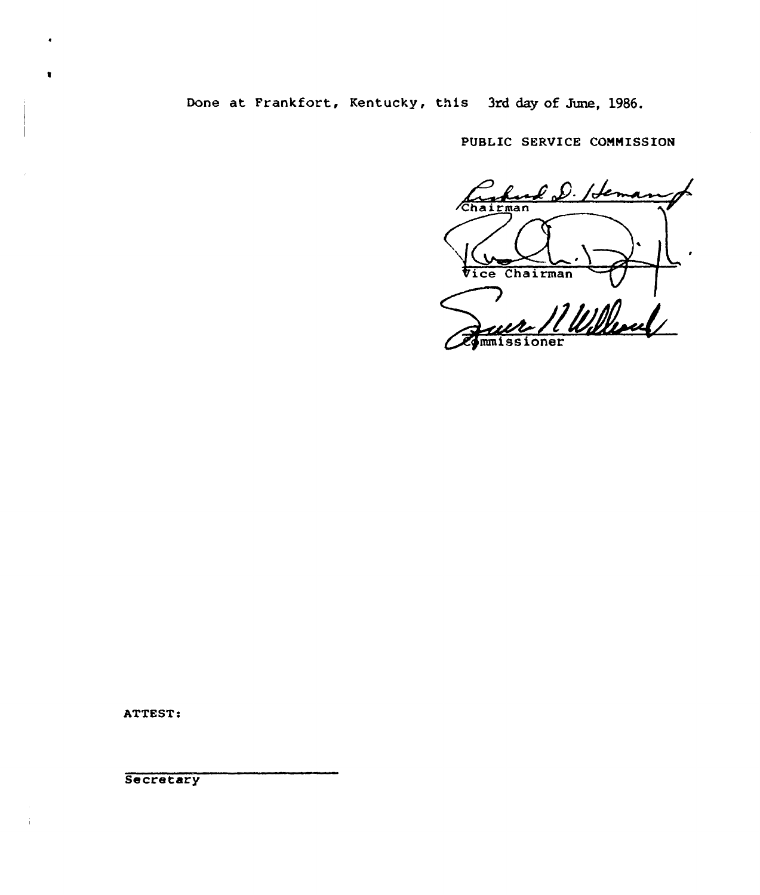Done at Frankfort, Kentucky, this 3rd day of June, 1986.

PUBLIC SERVICE COMMISSION

Chairman

Vice Chairman

Commissioner

ATTEST:

Secretary